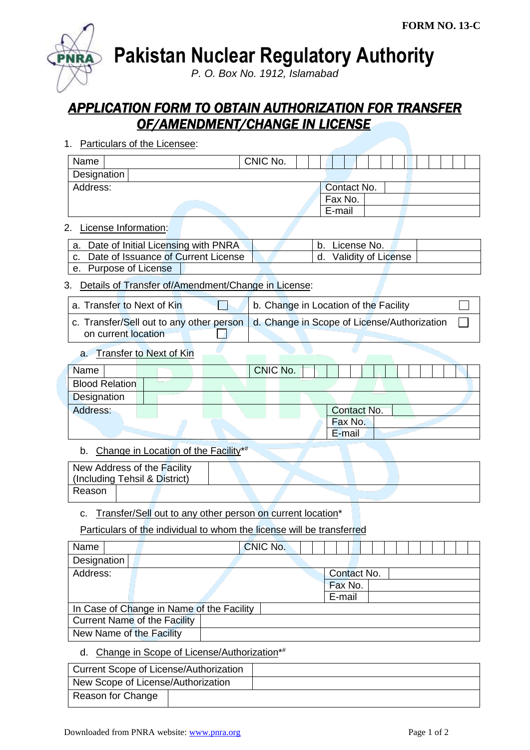FORM NO. 13-C

# Pakistan Nuclear Regulatory Authority

*P. O. Box No. 1912, Islamabad*

## APPLICATION FORM TO OBTAIN AUTHORIZATION FOR TRANSFER OF/AMENDMENT/CHANGE IN LICENSE

1. Particulars of the Licensee:

| Name | | CNIC No. | |
|---|---|---|---|
| Designation | | | |
| Address: | | Contact No. | |
| | | Fax No. | |
| | | E-mail | |

2. License Information:

| a. Date of Initial Licensing with PNRA | | b. License No. | |
|---|---|---|---|
| c. Date of Issuance of Current License | | d. Validity of License | |
| e. Purpose of License | | | |

3. Details of Transfer of/Amendment/Change in License:

| a. Transfer to Next of Kin ☐ | b. Change in Location of the Facility ☐ |
|---|---|
| c. Transfer/Sell out to any other person on current location ☐ | d. Change in Scope of License/Authorization ☐ |

a. Transfer to Next of Kin

| Name | | CNIC No. | |
|---|---|---|---|
| Blood Relation | | | |
| Designation | | | |
| Address: | | Contact No. | |
| | | Fax No. | |
| | | E-mail | |

b. Change in Location of the Facility*#

| New Address of the Facility (Including Tehsil & District) | |
|---|---|
| Reason | |

c. Transfer/Sell out to any other person on current location*

Particulars of the individual to whom the license will be transferred

| Name | | CNIC No. | |
|---|---|---|---|
| Designation | | | |
| Address: | | Contact No. | |
| | | Fax No. | |
| | | E-mail | |
| In Case of Change in Name of the Facility | | | |
| Current Name of the Facility | | | |
| New Name of the Facility | | | |

d. Change in Scope of License/Authorization*#

| Current Scope of License/Authorization | |
|---|---|
| New Scope of License/Authorization | |
| Reason for Change | |

Downloaded from PNRA website: www.pnra.org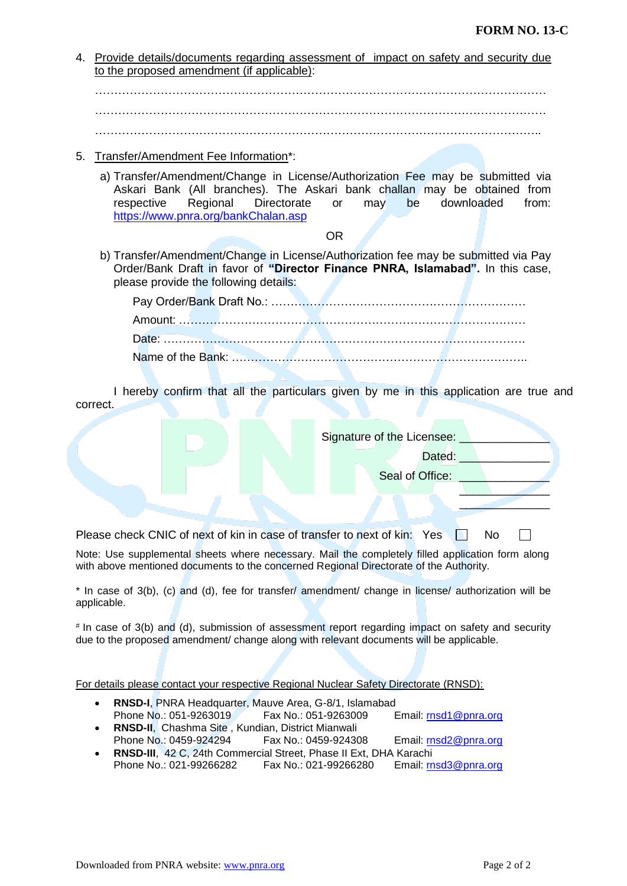**FORM NO. 13-C**

4. Provide details/documents regarding assessment of impact on safety and security due to the proposed amendment (if applicable):

   …………………………………………………………………………………………………………

   …………………………………………………………………………………………………………

   …………………………………………………………………………………………………………..

5. Transfer/Amendment Fee Information*:

   a) Transfer/Amendment/Change in License/Authorization Fee may be submitted via Askari Bank (All branches). The Askari bank challan may be obtained from respective Regional Directorate or may be downloaded from: https://www.pnra.org/bankChalan.asp

   OR

   b) Transfer/Amendment/Change in License/Authorization fee may be submitted via Pay Order/Bank Draft in favor of **"Director Finance PNRA, Islamabad".** In this case, please provide the following details:

      Pay Order/Bank Draft No.: …………………………………………………………

      Amount: ………………………………………………………………………………

      Date: …………………………………………………………………………………

      Name of the Bank: ………………………………………………………………..

I hereby confirm that all the particulars given by me in this application are true and correct.

Signature of the Licensee: _____________

Dated: _____________

Seal of Office: _____________
_____________
_____________

Please check CNIC of next of kin in case of transfer to next of kin: Yes ☐ No ☐

Note: Use supplemental sheets where necessary. Mail the completely filled application form along with above mentioned documents to the concerned Regional Directorate of the Authority.

* In case of 3(b), (c) and (d), fee for transfer/ amendment/ change in license/ authorization will be applicable.

# In case of 3(b) and (d), submission of assessment report regarding impact on safety and security due to the proposed amendment/ change along with relevant documents will be applicable.

For details please contact your respective Regional Nuclear Safety Directorate (RNSD):

- **RNSD-I**, PNRA Headquarter, Mauve Area, G-8/1, Islamabad
  Phone No.: 051-9263019 Fax No.: 051-9263009 Email: rnsd1@pnra.org
- **RNSD-II**, Chashma Site , Kundian, District Mianwali
  Phone No.: 0459-924294 Fax No.: 0459-924308 Email: rnsd2@pnra.org
- **RNSD-III**, 42 C, 24th Commercial Street, Phase II Ext, DHA Karachi
  Phone No.: 021-99266282 Fax No.: 021-99266280 Email: rnsd3@pnra.org

Downloaded from PNRA website: www.pnra.org